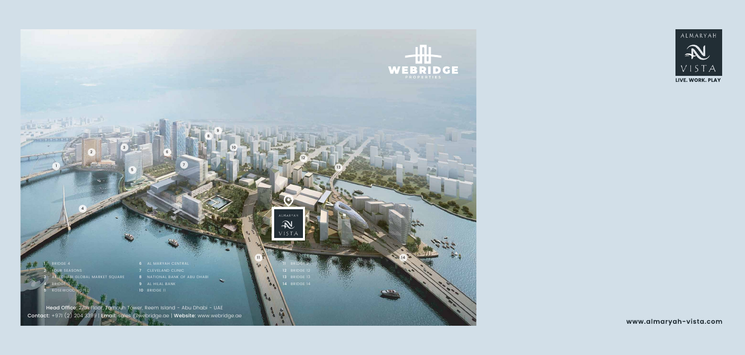WEBRIDGE
PROPERTIES

ALMARYAH
VISTA
LIVE. WORK. PLAY

1. BRIDGE 4
2. FOUR SEASONS
3. ABU DHABI GLOBAL MARKET SQUARE
4. BRIDGE 5
5. ROSEWOOD HOTEL
6. AL MARYAH CENTRAL
7. CLEVELAND CLINIC
8. NATIONAL BANK OF ABU DHABI
9. AL HILAL BANK
10. BRIDGE 11
11. BRIDGE 7
12. BRIDGE 12
13. BRIDGE 13
14. BRIDGE 14

**Head Office:** 27th Floor, Tamouh Tower, Reem Island - Abu Dhabi - UAE
**Contact:** +971 (2) 204 3399 | **Email:** sales@webridge.ae | **Website:** www.webridge.ae

www.almaryah-vista.com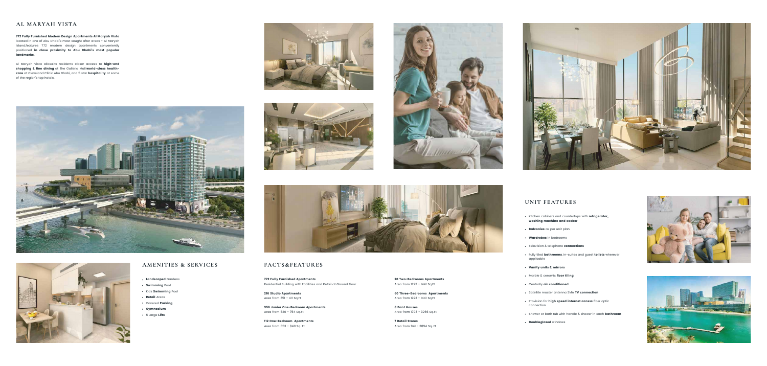## AL MARYAH VISTA

**772 Fully Furnished Modern Design Apartments Al Maryah Vista** located in one of Abu Dhabi's most sought after areas - Al Maryah Island,features 772 modern design apartments conveniently positioned **in close proximity to Abu Dhabi's most popular landmarks.**

Al Maryah Vista allowsits residents closer access to **high-end shopping & fine dining** at The Galleria Mall,**world-class health-care** at Cleveland Clinic Abu Dhabi, and 5 star **hospitality** at some of the region's top hotels.

## AMENITIES & SERVICES

- **Landscaped** Gardens
- **Swimming** Pool
- Kids **Swimming** Pool
- **Retail** Areas
- Covered **Parking**
- **Gymnasium**
- 6 Large **Lifts**

## FACTS&FEATURES

**772 Fully Furnished Apartments**
Residential Building with Facilities and Retail at Ground Floor

**216 Studio Apartments**
Area from 351 - 411 Sq.Ft

**356 Junior One-Bedroom Apartments**
Area from 520 - 754 Sq.Ft

**112 One-Bedroom Apartments**
Area from 653 - 840 Sq. Ft

**20 Two-Bedrooms Apartments**
Area from 1223 - 1441 Sq.Ft

**60 Three-Bedrooms Apartments**
Area from 1223 - 1441 Sq.Ft

**8 Pent Houses**
Area from 1703 - 3266 Sq.Ft

**7 Retail Stores**
Area from 941 - 3894 Sq. Ft

## UNIT FEATURES

- Kitchen cabinets and countertops with **refrigerator, washing machine and cooker**
- **Balconies** as per unit plan
- **Wardrobes** in bedrooms
- Television & telephone **connections**
- Fully tiled **bathrooms**, in-suites and guest **toilets** wherever applicable
- **Vanity units & mirrors**
- Marble & ceramic **floor tiling**
- Centrally **air conditioned**
- Satellite master antenna SMA **TV connection**
- Provision for **high speed internet access** fiber optic connection
- Shower or bath tub with handle & shower in each **bathroom**
- **Doubleglazed** windows